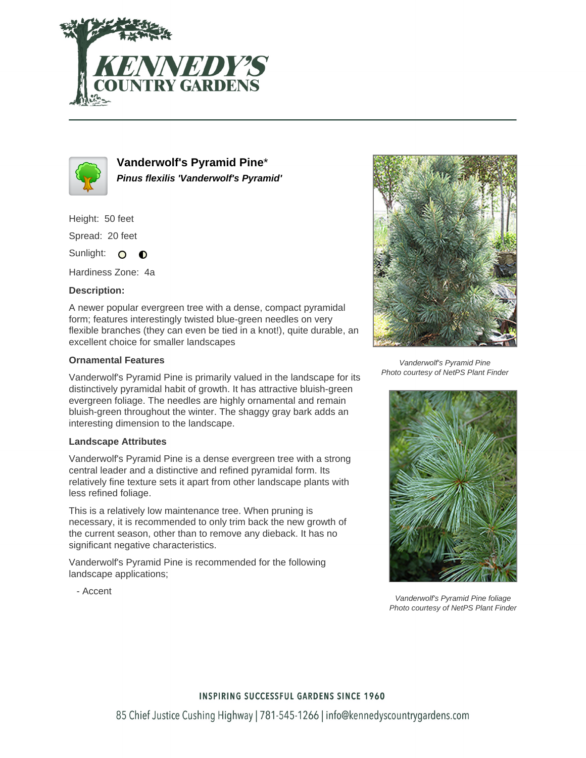# Vanderwolf's Pyramid Pine*

***Pinus flexilis 'Vanderwolf's Pyramid'***

Height: 50 feet

Spread: 20 feet

Sunlight:

Hardiness Zone: 4a

**Description:**

A newer popular evergreen tree with a dense, compact pyramidal form; features interestingly twisted blue-green needles on very flexible branches (they can even be tied in a knot!), quite durable, an excellent choice for smaller landscapes

### Ornamental Features

Vanderwolf's Pyramid Pine is primarily valued in the landscape for its distinctively pyramidal habit of growth. It has attractive bluish-green evergreen foliage. The needles are highly ornamental and remain bluish-green throughout the winter. The shaggy gray bark adds an interesting dimension to the landscape.

### Landscape Attributes

Vanderwolf's Pyramid Pine is a dense evergreen tree with a strong central leader and a distinctive and refined pyramidal form. Its relatively fine texture sets it apart from other landscape plants with less refined foliage.

This is a relatively low maintenance tree. When pruning is necessary, it is recommended to only trim back the new growth of the current season, other than to remove any dieback. It has no significant negative characteristics.

Vanderwolf's Pyramid Pine is recommended for the following landscape applications;

- Accent

*Vanderwolf's Pyramid Pine*
*Photo courtesy of NetPS Plant Finder*

*Vanderwolf's Pyramid Pine foliage*
*Photo courtesy of NetPS Plant Finder*

INSPIRING SUCCESSFUL GARDENS SINCE 1960

85 Chief Justice Cushing Highway | 781-545-1266 | info@kennedyscountrygardens.com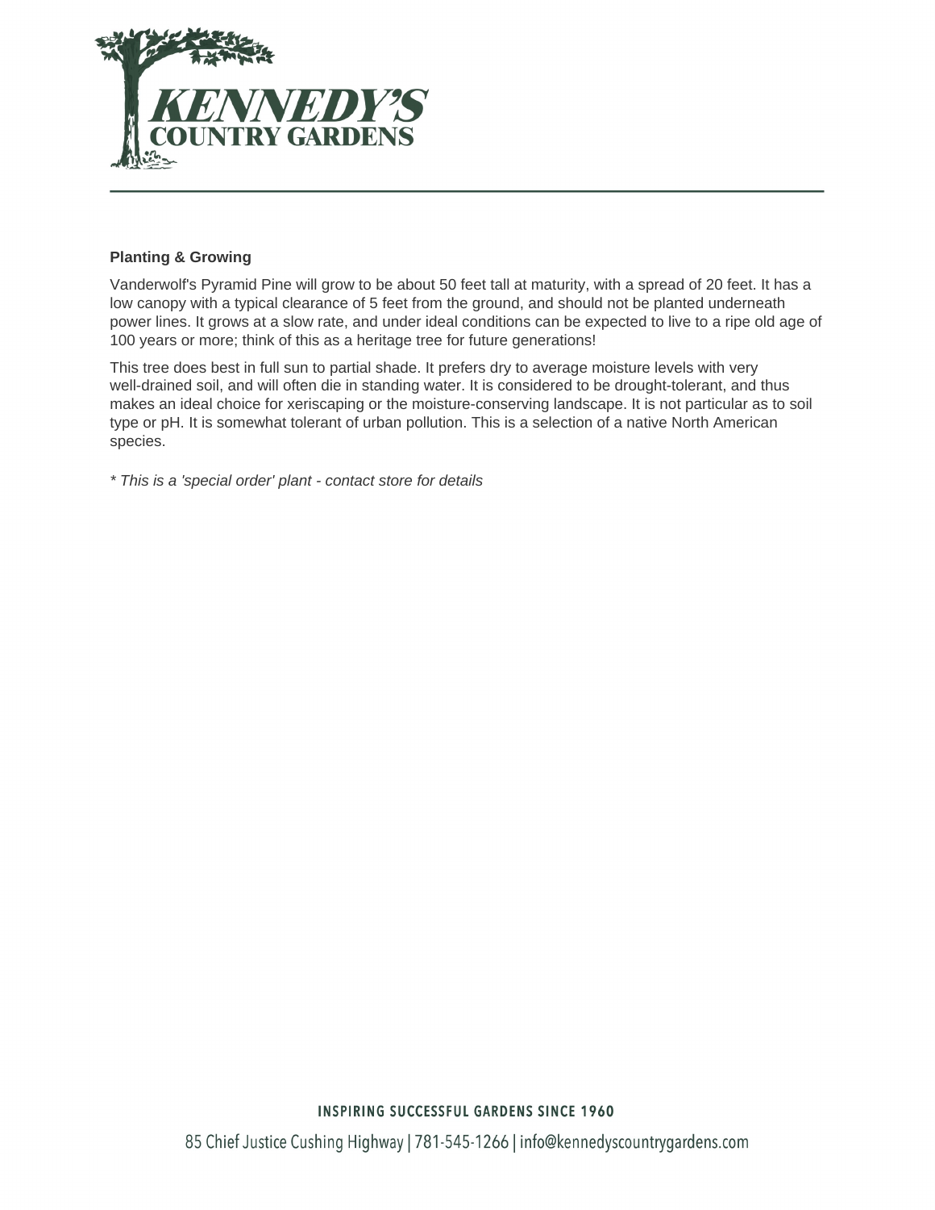**Planting & Growing**

Vanderwolf's Pyramid Pine will grow to be about 50 feet tall at maturity, with a spread of 20 feet. It has a low canopy with a typical clearance of 5 feet from the ground, and should not be planted underneath power lines. It grows at a slow rate, and under ideal conditions can be expected to live to a ripe old age of 100 years or more; think of this as a heritage tree for future generations!

This tree does best in full sun to partial shade. It prefers dry to average moisture levels with very well-drained soil, and will often die in standing water. It is considered to be drought-tolerant, and thus makes an ideal choice for xeriscaping or the moisture-conserving landscape. It is not particular as to soil type or pH. It is somewhat tolerant of urban pollution. This is a selection of a native North American species.

*\* This is a 'special order' plant - contact store for details*